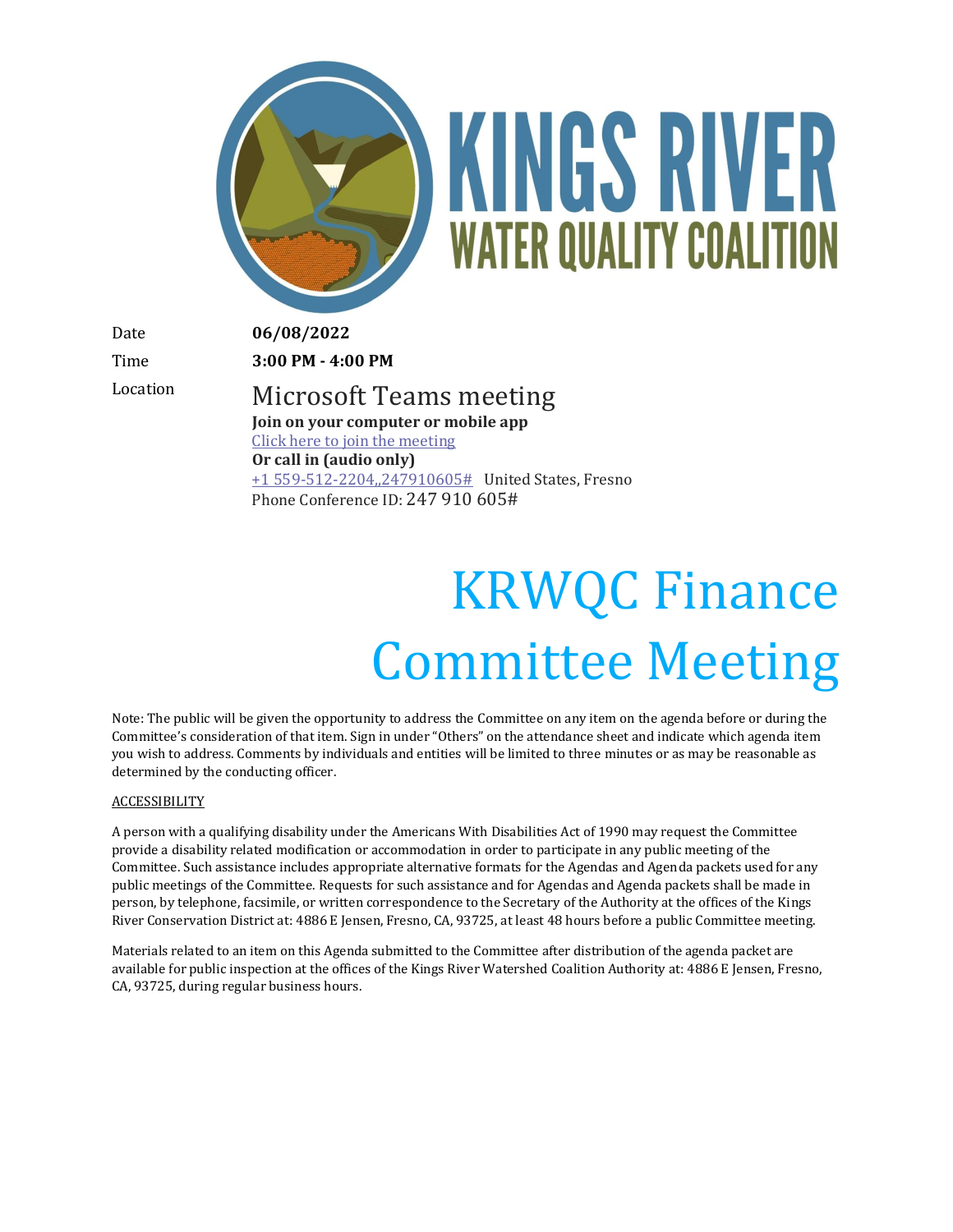# KINGS RIVER WATER QUALITY COALITION

| | |
|---|---|
| Date | **06/08/2022** |
| Time | **3:00 PM - 4:00 PM** |
| Location | Microsoft Teams meeting<br>**Join on your computer or mobile app**<br>Click here to join the meeting<br>**Or call in (audio only)**<br>+1 559-512-2204,,247910605# United States, Fresno<br>Phone Conference ID: 247 910 605# |

# KRWQC Finance Committee Meeting

Note: The public will be given the opportunity to address the Committee on any item on the agenda before or during the Committee's consideration of that item. Sign in under "Others" on the attendance sheet and indicate which agenda item you wish to address. Comments by individuals and entities will be limited to three minutes or as may be reasonable as determined by the conducting officer.

ACCESSIBILITY

A person with a qualifying disability under the Americans With Disabilities Act of 1990 may request the Committee provide a disability related modification or accommodation in order to participate in any public meeting of the Committee. Such assistance includes appropriate alternative formats for the Agendas and Agenda packets used for any public meetings of the Committee. Requests for such assistance and for Agendas and Agenda packets shall be made in person, by telephone, facsimile, or written correspondence to the Secretary of the Authority at the offices of the Kings River Conservation District at: 4886 E Jensen, Fresno, CA, 93725, at least 48 hours before a public Committee meeting.

Materials related to an item on this Agenda submitted to the Committee after distribution of the agenda packet are available for public inspection at the offices of the Kings River Watershed Coalition Authority at: 4886 E Jensen, Fresno, CA, 93725, during regular business hours.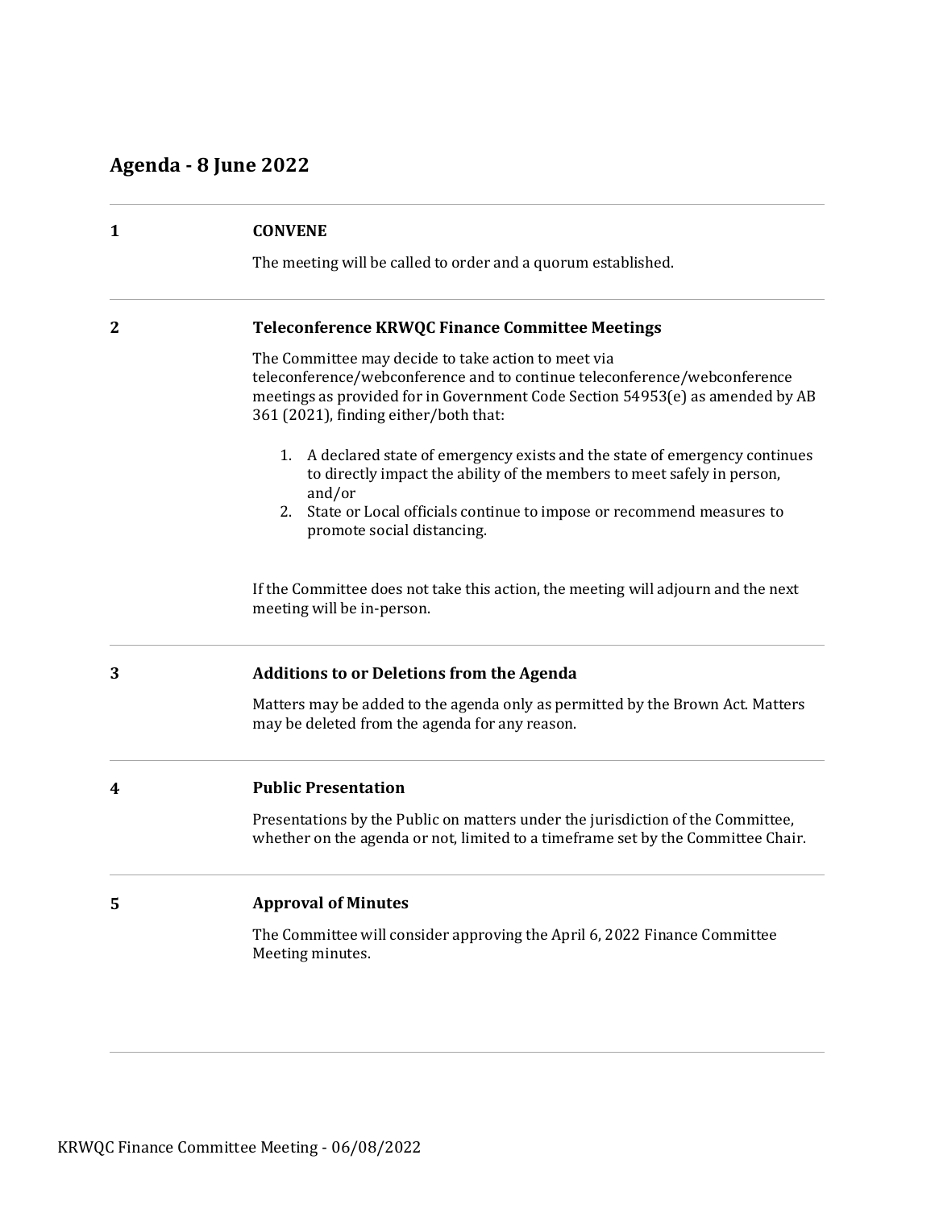## Agenda - 8 June 2022

---

**1** **CONVENE**

The meeting will be called to order and a quorum established.

---

**2** **Teleconference KRWQC Finance Committee Meetings**

The Committee may decide to take action to meet via teleconference/webconference and to continue teleconference/webconference meetings as provided for in Government Code Section 54953(e) as amended by AB 361 (2021), finding either/both that:

1. A declared state of emergency exists and the state of emergency continues to directly impact the ability of the members to meet safely in person, and/or
2. State or Local officials continue to impose or recommend measures to promote social distancing.

If the Committee does not take this action, the meeting will adjourn and the next meeting will be in-person.

---

**3** **Additions to or Deletions from the Agenda**

Matters may be added to the agenda only as permitted by the Brown Act. Matters may be deleted from the agenda for any reason.

---

**4** **Public Presentation**

Presentations by the Public on matters under the jurisdiction of the Committee, whether on the agenda or not, limited to a timeframe set by the Committee Chair.

---

**5** **Approval of Minutes**

The Committee will consider approving the April 6, 2022 Finance Committee Meeting minutes.

---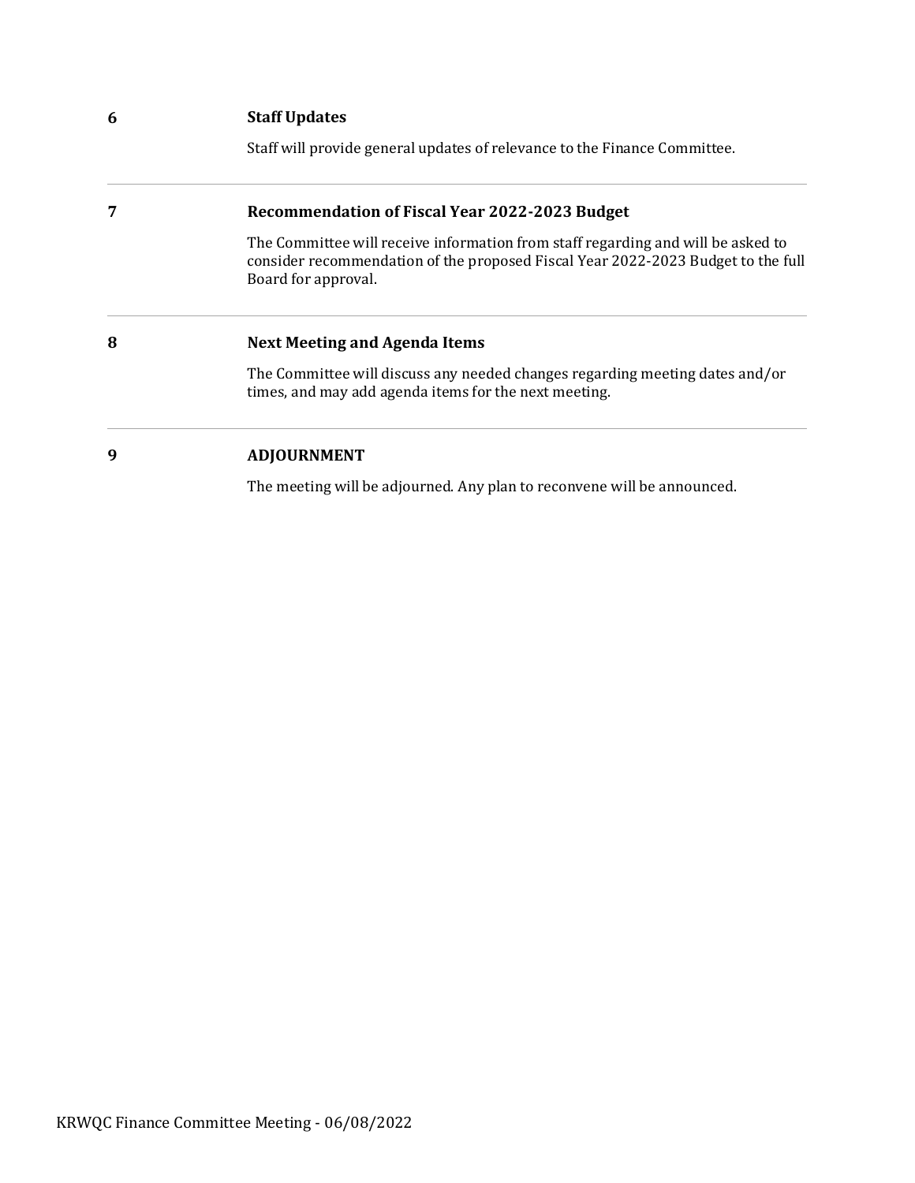**6** **Staff Updates**

Staff will provide general updates of relevance to the Finance Committee.

---

**7** **Recommendation of Fiscal Year 2022-2023 Budget**

The Committee will receive information from staff regarding and will be asked to consider recommendation of the proposed Fiscal Year 2022-2023 Budget to the full Board for approval.

---

**8** **Next Meeting and Agenda Items**

The Committee will discuss any needed changes regarding meeting dates and/or times, and may add agenda items for the next meeting.

---

**9** **ADJOURNMENT**

The meeting will be adjourned. Any plan to reconvene will be announced.